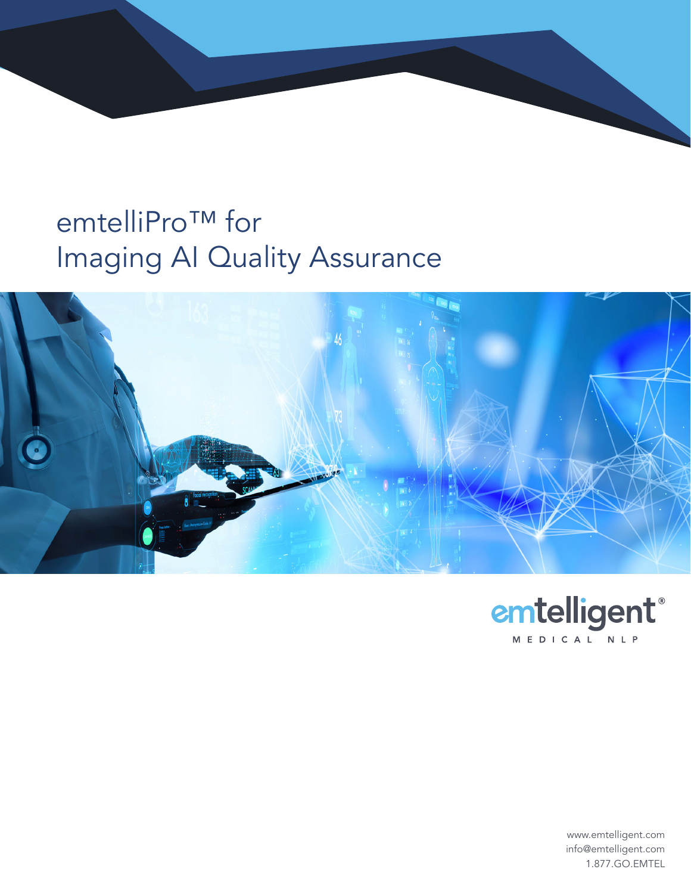# emtelliPro™ for Imaging AI Quality Assurance

emtelligent®

MEDICAL NLP

www.emtelligent.com
info@emtelligent.com
1.877.GO.EMTEL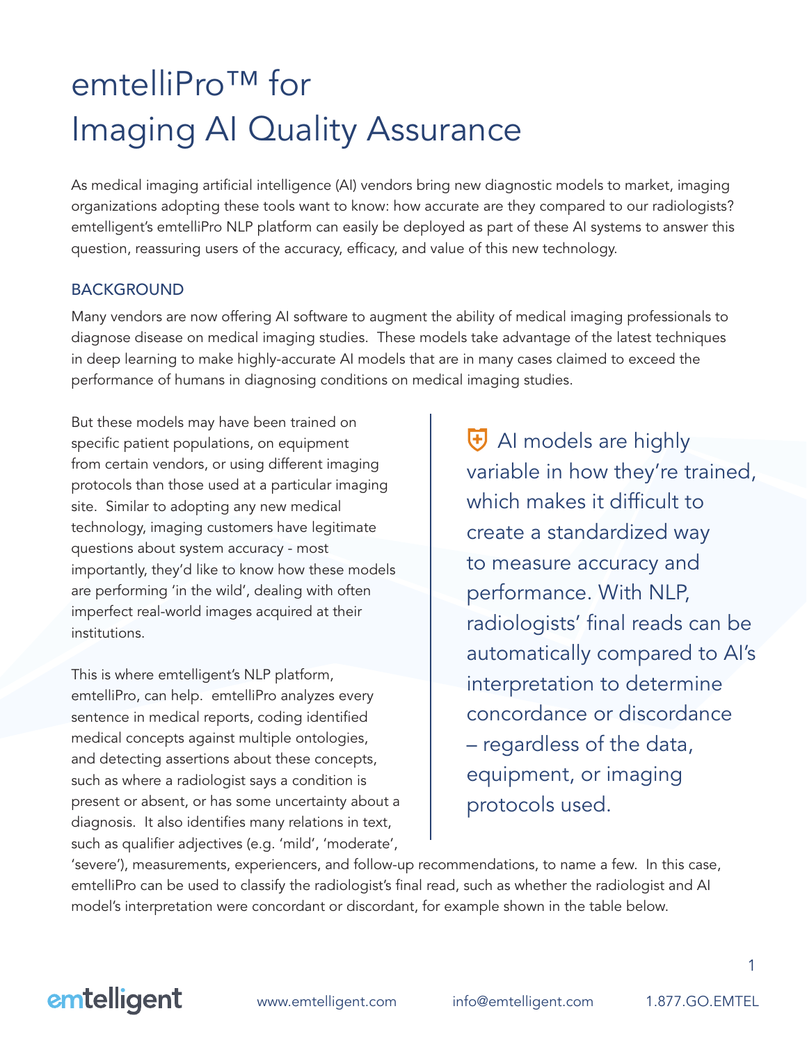# emtelliPro™ for Imaging AI Quality Assurance

As medical imaging artificial intelligence (AI) vendors bring new diagnostic models to market, imaging organizations adopting these tools want to know: how accurate are they compared to our radiologists? emtelligent's emtelliPro NLP platform can easily be deployed as part of these AI systems to answer this question, reassuring users of the accuracy, efficacy, and value of this new technology.

## BACKGROUND

Many vendors are now offering AI software to augment the ability of medical imaging professionals to diagnose disease on medical imaging studies. These models take advantage of the latest techniques in deep learning to make highly-accurate AI models that are in many cases claimed to exceed the performance of humans in diagnosing conditions on medical imaging studies.

But these models may have been trained on specific patient populations, on equipment from certain vendors, or using different imaging protocols than those used at a particular imaging site. Similar to adopting any new medical technology, imaging customers have legitimate questions about system accuracy - most importantly, they'd like to know how these models are performing 'in the wild', dealing with often imperfect real-world images acquired at their institutions.

> AI models are highly variable in how they're trained, which makes it difficult to create a standardized way to measure accuracy and performance. With NLP, radiologists' final reads can be automatically compared to AI's interpretation to determine concordance or discordance – regardless of the data, equipment, or imaging protocols used.

This is where emtelligent's NLP platform, emtelliPro, can help. emtelliPro analyzes every sentence in medical reports, coding identified medical concepts against multiple ontologies, and detecting assertions about these concepts, such as where a radiologist says a condition is present or absent, or has some uncertainty about a diagnosis. It also identifies many relations in text, such as qualifier adjectives (e.g. 'mild', 'moderate', 'severe'), measurements, experiencers, and follow-up recommendations, to name a few. In this case, emtelliPro can be used to classify the radiologist's final read, such as whether the radiologist and AI model's interpretation were concordant or discordant, for example shown in the table below.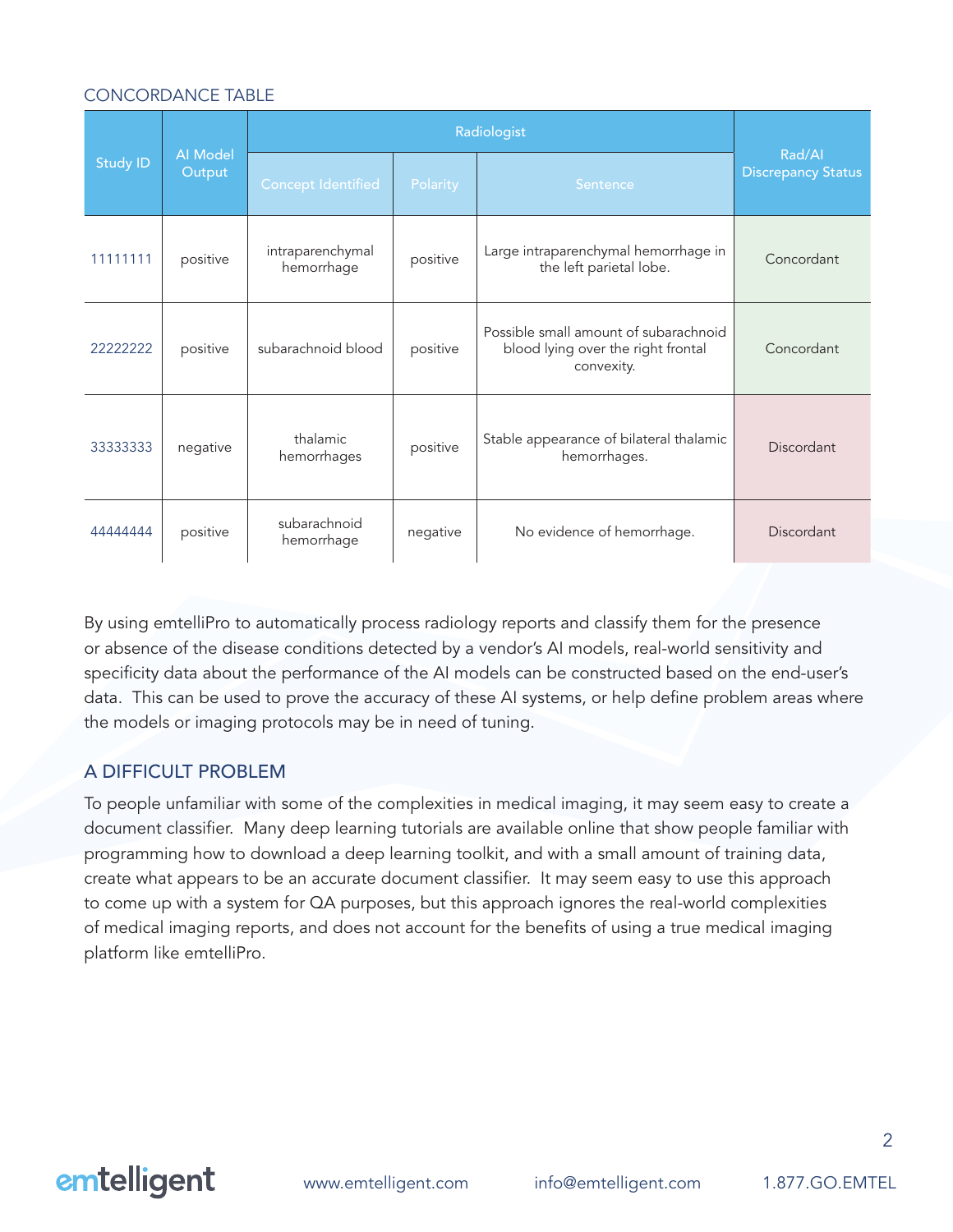## CONCORDANCE TABLE

| Study ID | AI Model Output | Radiologist | | | Rad/AI Discrepancy Status |
|---|---|---|---|---|---|
| | | Concept Identified | Polarity | Sentence | |
| 11111111 | positive | intraparenchymal hemorrhage | positive | Large intraparenchymal hemorrhage in the left parietal lobe. | Concordant |
| 22222222 | positive | subarachnoid blood | positive | Possible small amount of subarachnoid blood lying over the right frontal convexity. | Concordant |
| 33333333 | negative | thalamic hemorrhages | positive | Stable appearance of bilateral thalamic hemorrhages. | Discordant |
| 44444444 | positive | subarachnoid hemorrhage | negative | No evidence of hemorrhage. | Discordant |

By using emtelliPro to automatically process radiology reports and classify them for the presence or absence of the disease conditions detected by a vendor's AI models, real-world sensitivity and specificity data about the performance of the AI models can be constructed based on the end-user's data. This can be used to prove the accuracy of these AI systems, or help define problem areas where the models or imaging protocols may be in need of tuning.

## A DIFFICULT PROBLEM

To people unfamiliar with some of the complexities in medical imaging, it may seem easy to create a document classifier. Many deep learning tutorials are available online that show people familiar with programming how to download a deep learning toolkit, and with a small amount of training data, create what appears to be an accurate document classifier. It may seem easy to use this approach to come up with a system for QA purposes, but this approach ignores the real-world complexities of medical imaging reports, and does not account for the benefits of using a true medical imaging platform like emtelliPro.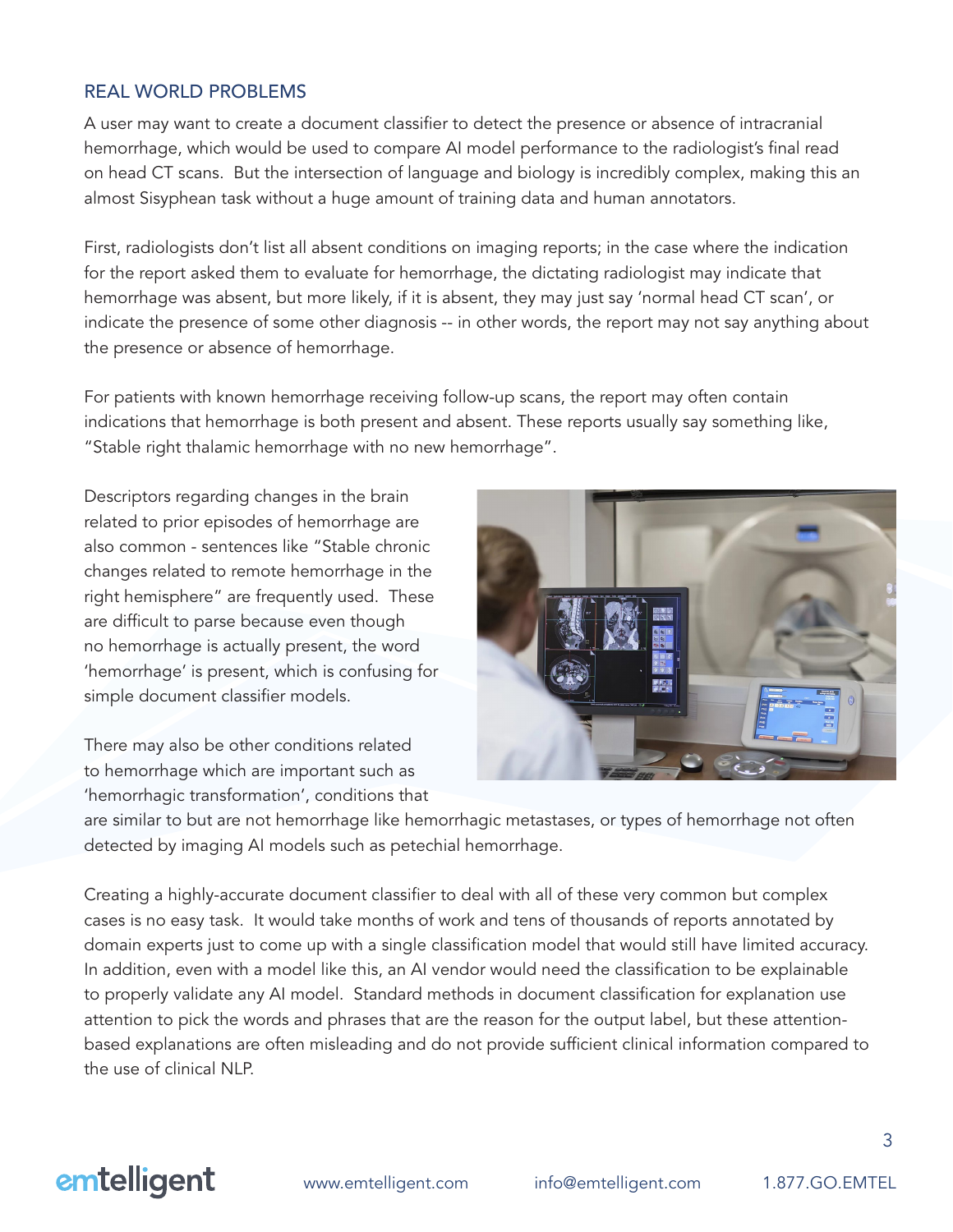## REAL WORLD PROBLEMS

A user may want to create a document classifier to detect the presence or absence of intracranial hemorrhage, which would be used to compare AI model performance to the radiologist's final read on head CT scans. But the intersection of language and biology is incredibly complex, making this an almost Sisyphean task without a huge amount of training data and human annotators.

First, radiologists don't list all absent conditions on imaging reports; in the case where the indication for the report asked them to evaluate for hemorrhage, the dictating radiologist may indicate that hemorrhage was absent, but more likely, if it is absent, they may just say 'normal head CT scan', or indicate the presence of some other diagnosis -- in other words, the report may not say anything about the presence or absence of hemorrhage.

For patients with known hemorrhage receiving follow-up scans, the report may often contain indications that hemorrhage is both present and absent. These reports usually say something like, "Stable right thalamic hemorrhage with no new hemorrhage".

Descriptors regarding changes in the brain related to prior episodes of hemorrhage are also common - sentences like "Stable chronic changes related to remote hemorrhage in the right hemisphere" are frequently used. These are difficult to parse because even though no hemorrhage is actually present, the word 'hemorrhage' is present, which is confusing for simple document classifier models.

There may also be other conditions related to hemorrhage which are important such as 'hemorrhagic transformation', conditions that are similar to but are not hemorrhage like hemorrhagic metastases, or types of hemorrhage not often detected by imaging AI models such as petechial hemorrhage.

Creating a highly-accurate document classifier to deal with all of these very common but complex cases is no easy task. It would take months of work and tens of thousands of reports annotated by domain experts just to come up with a single classification model that would still have limited accuracy. In addition, even with a model like this, an AI vendor would need the classification to be explainable to properly validate any AI model. Standard methods in document classification for explanation use attention to pick the words and phrases that are the reason for the output label, but these attention-based explanations are often misleading and do not provide sufficient clinical information compared to the use of clinical NLP.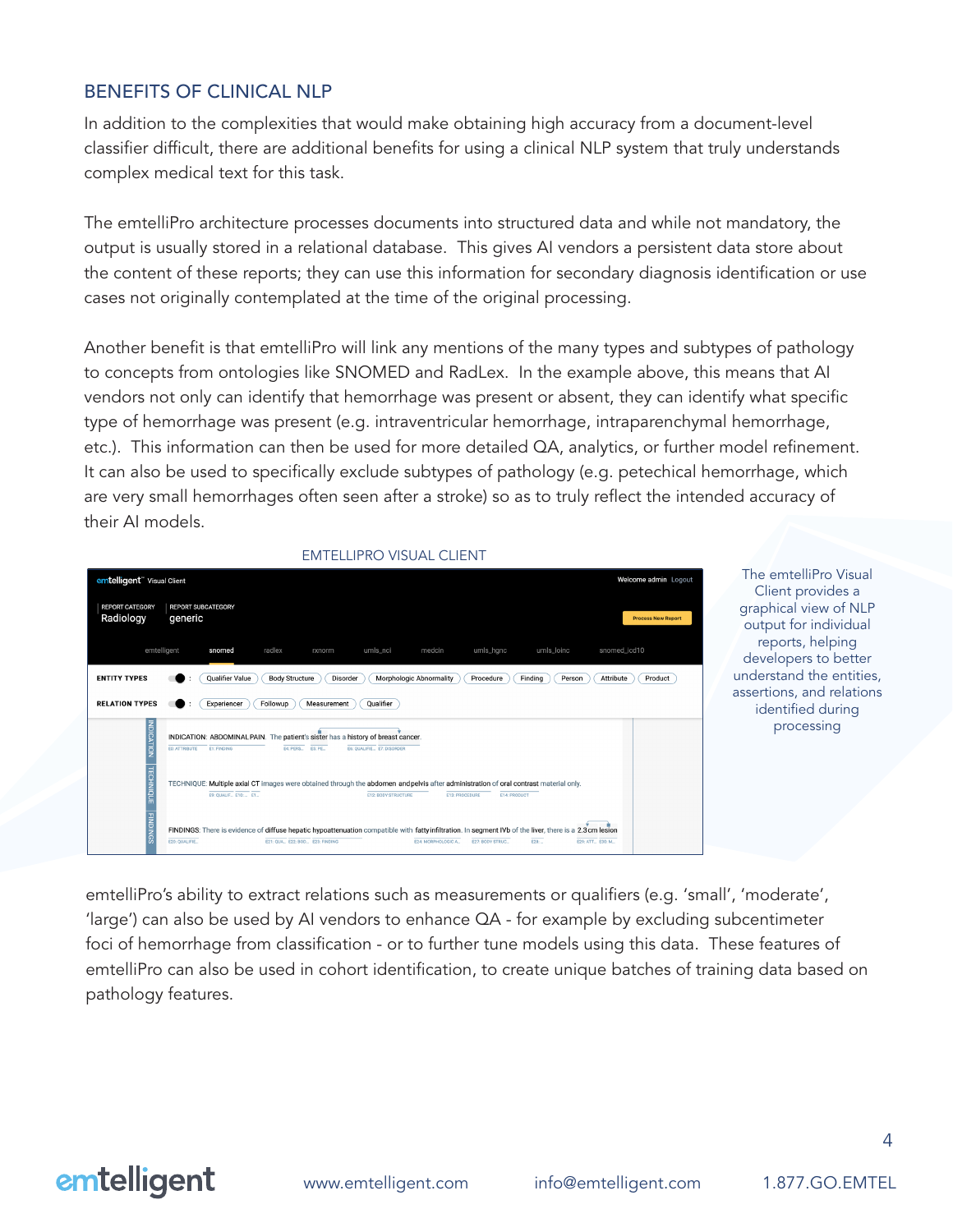## BENEFITS OF CLINICAL NLP

In addition to the complexities that would make obtaining high accuracy from a document-level classifier difficult, there are additional benefits for using a clinical NLP system that truly understands complex medical text for this task.

The emtelliPro architecture processes documents into structured data and while not mandatory, the output is usually stored in a relational database. This gives AI vendors a persistent data store about the content of these reports; they can use this information for secondary diagnosis identification or use cases not originally contemplated at the time of the original processing.

Another benefit is that emtelliPro will link any mentions of the many types and subtypes of pathology to concepts from ontologies like SNOMED and RadLex. In the example above, this means that AI vendors not only can identify that hemorrhage was present or absent, they can identify what specific type of hemorrhage was present (e.g. intraventricular hemorrhage, intraparenchymal hemorrhage, etc.). This information can then be used for more detailed QA, analytics, or further model refinement. It can also be used to specifically exclude subtypes of pathology (e.g. petechical hemorrhage, which are very small hemorrhages often seen after a stroke) so as to truly reflect the intended accuracy of their AI models.

EMTELLIPRO VISUAL CLIENT

The emtelliPro Visual Client provides a graphical view of NLP output for individual reports, helping developers to better understand the entities, assertions, and relations identified during processing

emtelliPro's ability to extract relations such as measurements or qualifiers (e.g. 'small', 'moderate', 'large') can also be used by AI vendors to enhance QA - for example by excluding subcentimeter foci of hemorrhage from classification - or to further tune models using this data. These features of emtelliPro can also be used in cohort identification, to create unique batches of training data based on pathology features.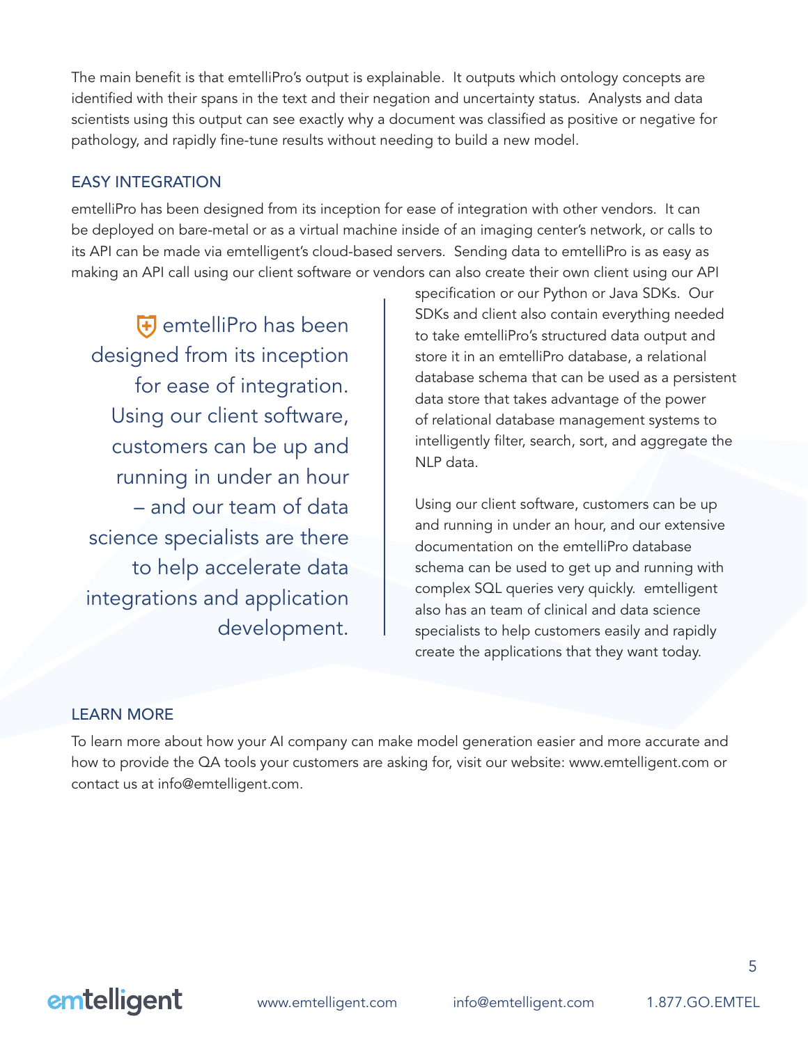The main benefit is that emtelliPro's output is explainable. It outputs which ontology concepts are identified with their spans in the text and their negation and uncertainty status. Analysts and data scientists using this output can see exactly why a document was classified as positive or negative for pathology, and rapidly fine-tune results without needing to build a new model.

## EASY INTEGRATION

emtelliPro has been designed from its inception for ease of integration with other vendors. It can be deployed on bare-metal or as a virtual machine inside of an imaging center's network, or calls to its API can be made via emtelligent's cloud-based servers. Sending data to emtelliPro is as easy as making an API call using our client software or vendors can also create their own client using our API specification or our Python or Java SDKs. Our SDKs and client also contain everything needed to take emtelliPro's structured data output and store it in an emtelliPro database, a relational database schema that can be used as a persistent data store that takes advantage of the power of relational database management systems to intelligently filter, search, sort, and aggregate the NLP data.

> emtelliPro has been designed from its inception for ease of integration. Using our client software, customers can be up and running in under an hour – and our team of data science specialists are there to help accelerate data integrations and application development.

Using our client software, customers can be up and running in under an hour, and our extensive documentation on the emtelliPro database schema can be used to get up and running with complex SQL queries very quickly. emtelligent also has an team of clinical and data science specialists to help customers easily and rapidly create the applications that they want today.

## LEARN MORE

To learn more about how your AI company can make model generation easier and more accurate and how to provide the QA tools your customers are asking for, visit our website: www.emtelligent.com or contact us at info@emtelligent.com.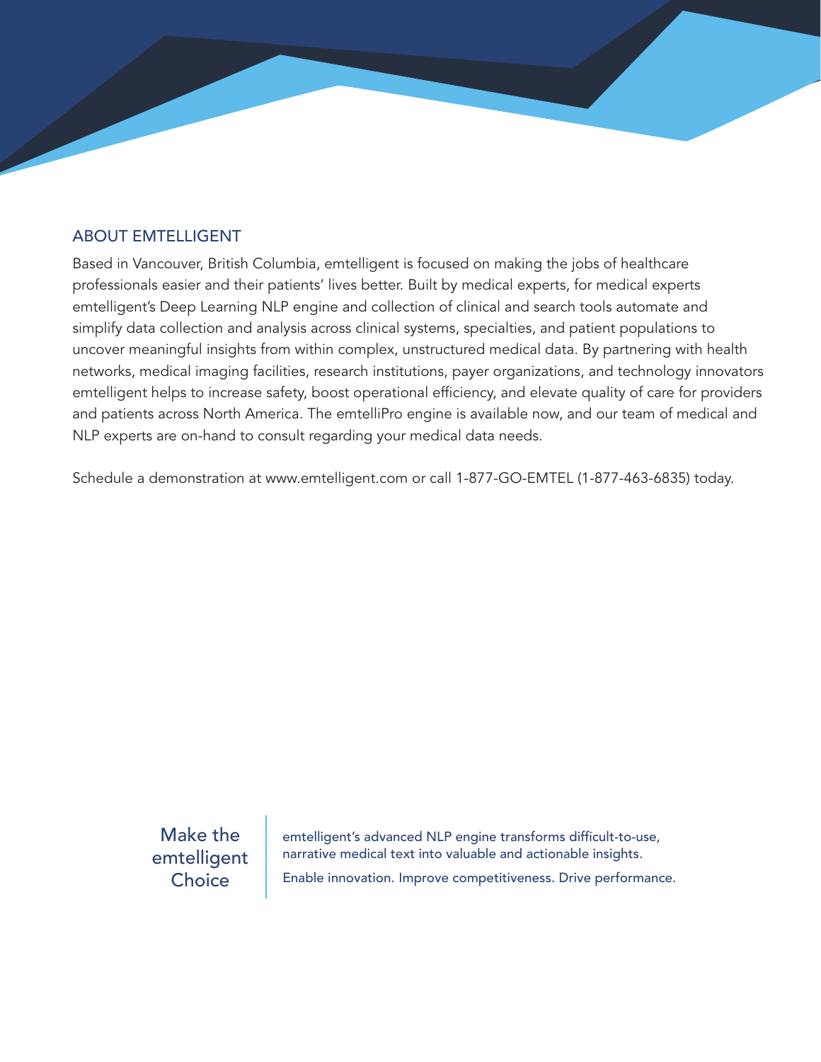## ABOUT EMTELLIGENT

Based in Vancouver, British Columbia, emtelligent is focused on making the jobs of healthcare professionals easier and their patients' lives better. Built by medical experts, for medical experts emtelligent's Deep Learning NLP engine and collection of clinical and search tools automate and simplify data collection and analysis across clinical systems, specialties, and patient populations to uncover meaningful insights from within complex, unstructured medical data. By partnering with health networks, medical imaging facilities, research institutions, payer organizations, and technology innovators emtelligent helps to increase safety, boost operational efficiency, and elevate quality of care for providers and patients across North America. The emtelliPro engine is available now, and our team of medical and NLP experts are on-hand to consult regarding your medical data needs.

Schedule a demonstration at www.emtelligent.com or call 1-877-GO-EMTEL (1-877-463-6835) today.

Make the emtelligent Choice

emtelligent's advanced NLP engine transforms difficult-to-use, narrative medical text into valuable and actionable insights.

Enable innovation. Improve competitiveness. Drive performance.